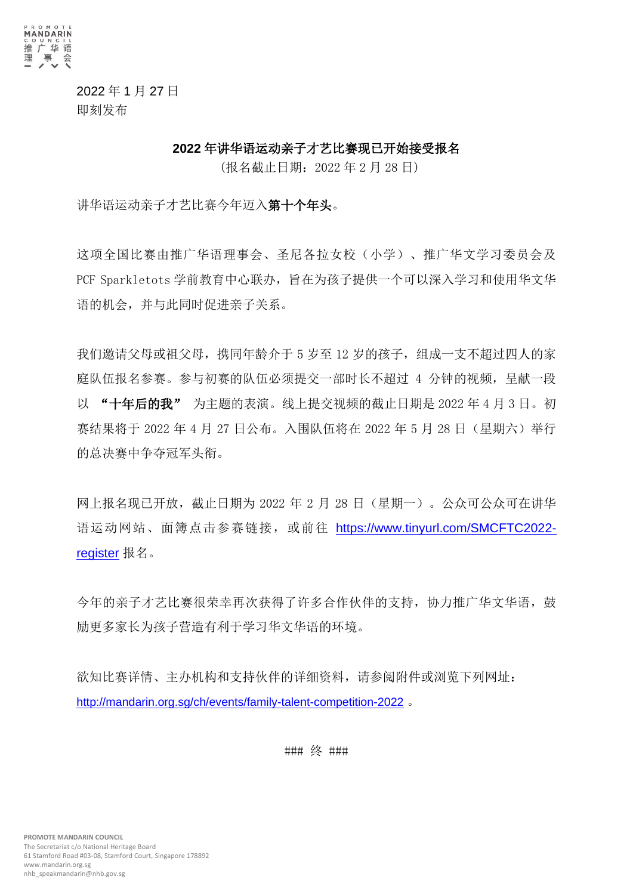2022 年 1 月 27 日
即刻发布

## 2022 年讲华语运动亲子才艺比赛现已开始接受报名

(报名截止日期：2022 年 2 月 28 日)

讲华语运动亲子才艺比赛今年迈入**第十个年头**。

这项全国比赛由推广华语理事会、圣尼各拉女校（小学）、推广华文学习委员会及 PCF Sparkletots 学前教育中心联办，旨在为孩子提供一个可以深入学习和使用华文华语的机会，并与此同时促进亲子关系。

我们邀请父母或祖父母，携同年龄介于 5 岁至 12 岁的孩子，组成一支不超过四人的家庭队伍报名参赛。参与初赛的队伍必须提交一部时长不超过 4 分钟的视频，呈献一段以 **“十年后的我”** 为主题的表演。线上提交视频的截止日期是 2022 年 4 月 3 日。初赛结果将于 2022 年 4 月 27 日公布。入围队伍将在 2022 年 5 月 28 日（星期六）举行的总决赛中争夺冠军头衔。

网上报名现已开放，截止日期为 2022 年 2 月 28 日（星期一）。公众可公众可在讲华语运动网站、面簿点击参赛链接，或前往 https://www.tinyurl.com/SMCFTC2022-register 报名。

今年的亲子才艺比赛很荣幸再次获得了许多合作伙伴的支持，协力推广华文华语，鼓励更多家长为孩子营造有利于学习华文华语的环境。

欲知比赛详情、主办机构和支持伙伴的详细资料，请参阅附件或浏览下列网址：
http://mandarin.org.sg/ch/events/family-talent-competition-2022 。

### 终 ###

PROMOTE MANDARIN COUNCIL
The Secretariat c/o National Heritage Board
61 Stamford Road #03-08, Stamford Court, Singapore 178892
www.mandarin.org.sg
nhb_speakmandarin@nhb.gov.sg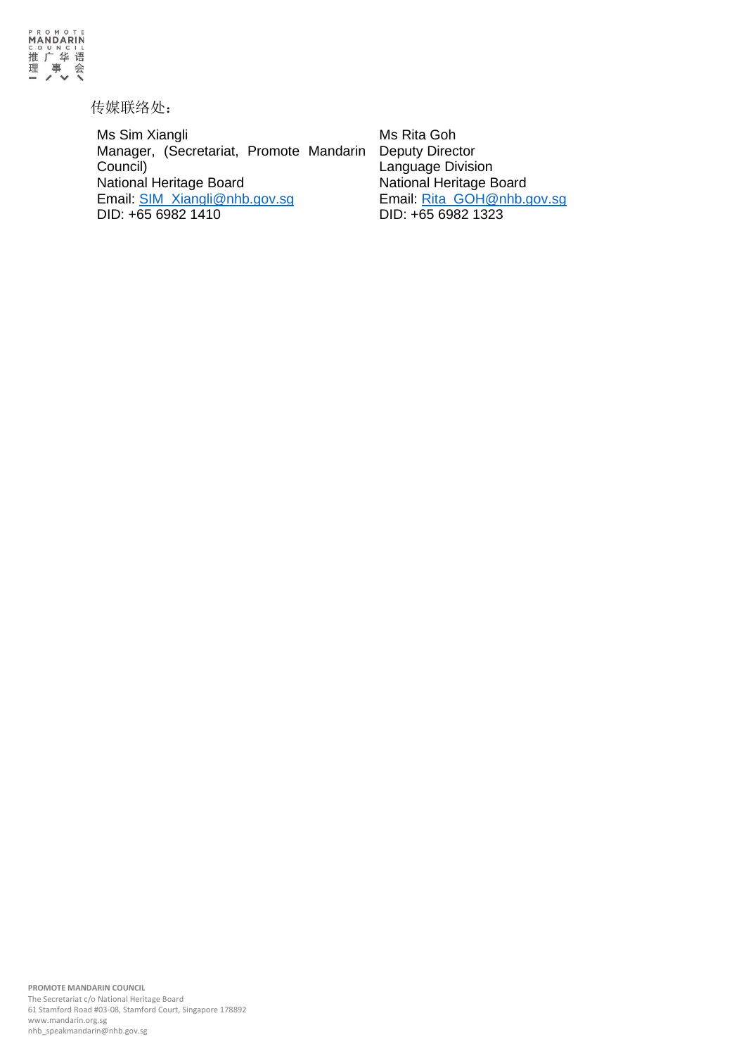传媒联络处：

Ms Sim Xiangli
Manager, (Secretariat, Promote Mandarin Council)
National Heritage Board
Email: SIM_Xiangli@nhb.gov.sg
DID: +65 6982 1410

Ms Rita Goh
Deputy Director
Language Division
National Heritage Board
Email: Rita_GOH@nhb.gov.sg
DID: +65 6982 1323

**PROMOTE MANDARIN COUNCIL**
The Secretariat c/o National Heritage Board
61 Stamford Road #03-08, Stamford Court, Singapore 178892
www.mandarin.org.sg
nhb_speakmandarin@nhb.gov.sg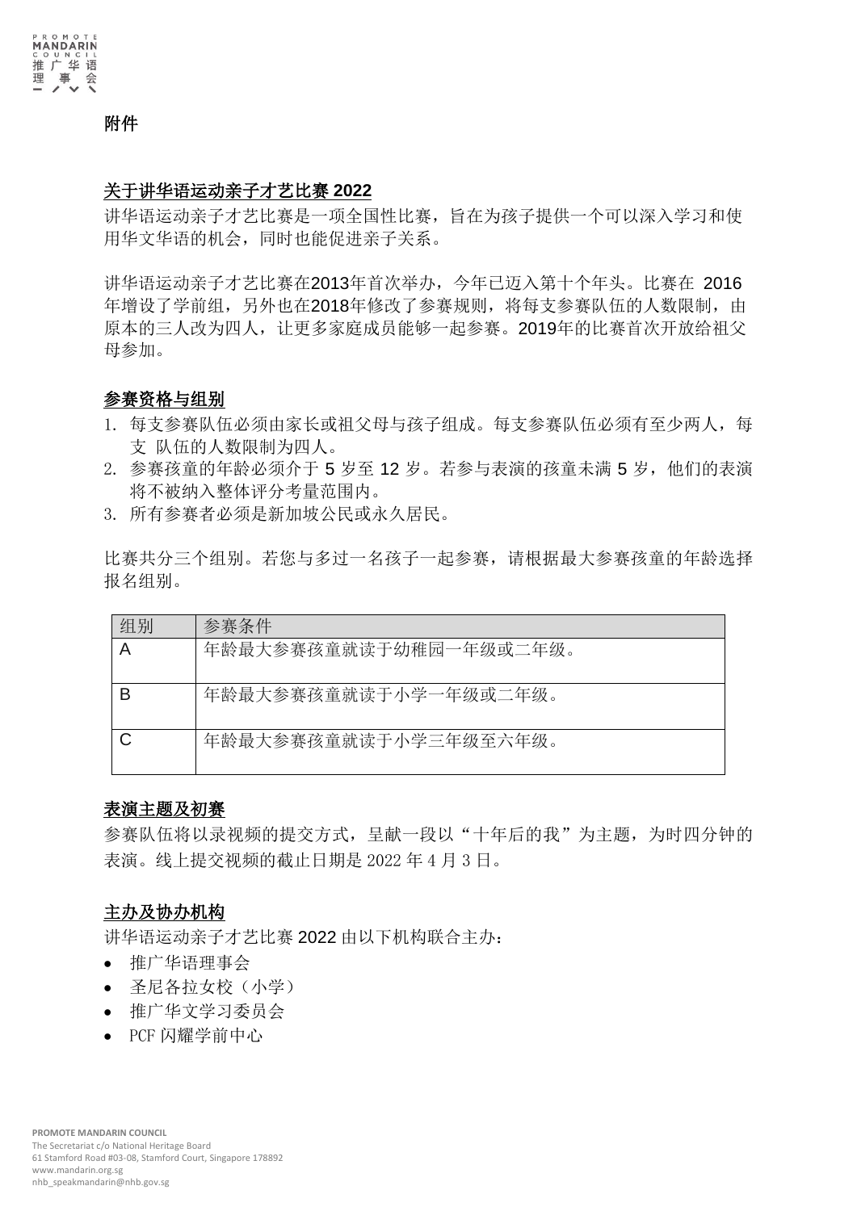**附件**

## 关于讲华语运动亲子才艺比赛 2022

讲华语运动亲子才艺比赛是一项全国性比赛，旨在为孩子提供一个可以深入学习和使用华文华语的机会，同时也能促进亲子关系。

讲华语运动亲子才艺比赛在2013年首次举办，今年已迈入第十个年头。比赛在 2016 年增设了学前组，另外也在2018年修改了参赛规则，将每支参赛队伍的人数限制，由原本的三人改为四人，让更多家庭成员能够一起参赛。2019年的比赛首次开放给祖父母参加。

## 参赛资格与组别

1. 每支参赛队伍必须由家长或祖父母与孩子组成。每支参赛队伍必须有至少两人，每支 队伍的人数限制为四人。
2. 参赛孩童的年龄必须介于 5 岁至 12 岁。若参与表演的孩童未满 5 岁，他们的表演将不被纳入整体评分考量范围内。
3. 所有参赛者必须是新加坡公民或永久居民。

比赛共分三个组别。若您与多过一名孩子一起参赛，请根据最大参赛孩童的年龄选择报名组别。

| 组别 | 参赛条件 |
|---|---|
| A | 年龄最大参赛孩童就读于幼稚园一年级或二年级。 |
| B | 年龄最大参赛孩童就读于小学一年级或二年级。 |
| C | 年龄最大参赛孩童就读于小学三年级至六年级。 |

## 表演主题及初赛

参赛队伍将以录视频的提交方式，呈献一段以“十年后的我”为主题，为时四分钟的表演。线上提交视频的截止日期是 2022 年 4 月 3 日。

## 主办及协办机构

讲华语运动亲子才艺比赛 2022 由以下机构联合主办：

- 推广华语理事会
- 圣尼各拉女校（小学）
- 推广华文学习委员会
- PCF 闪耀学前中心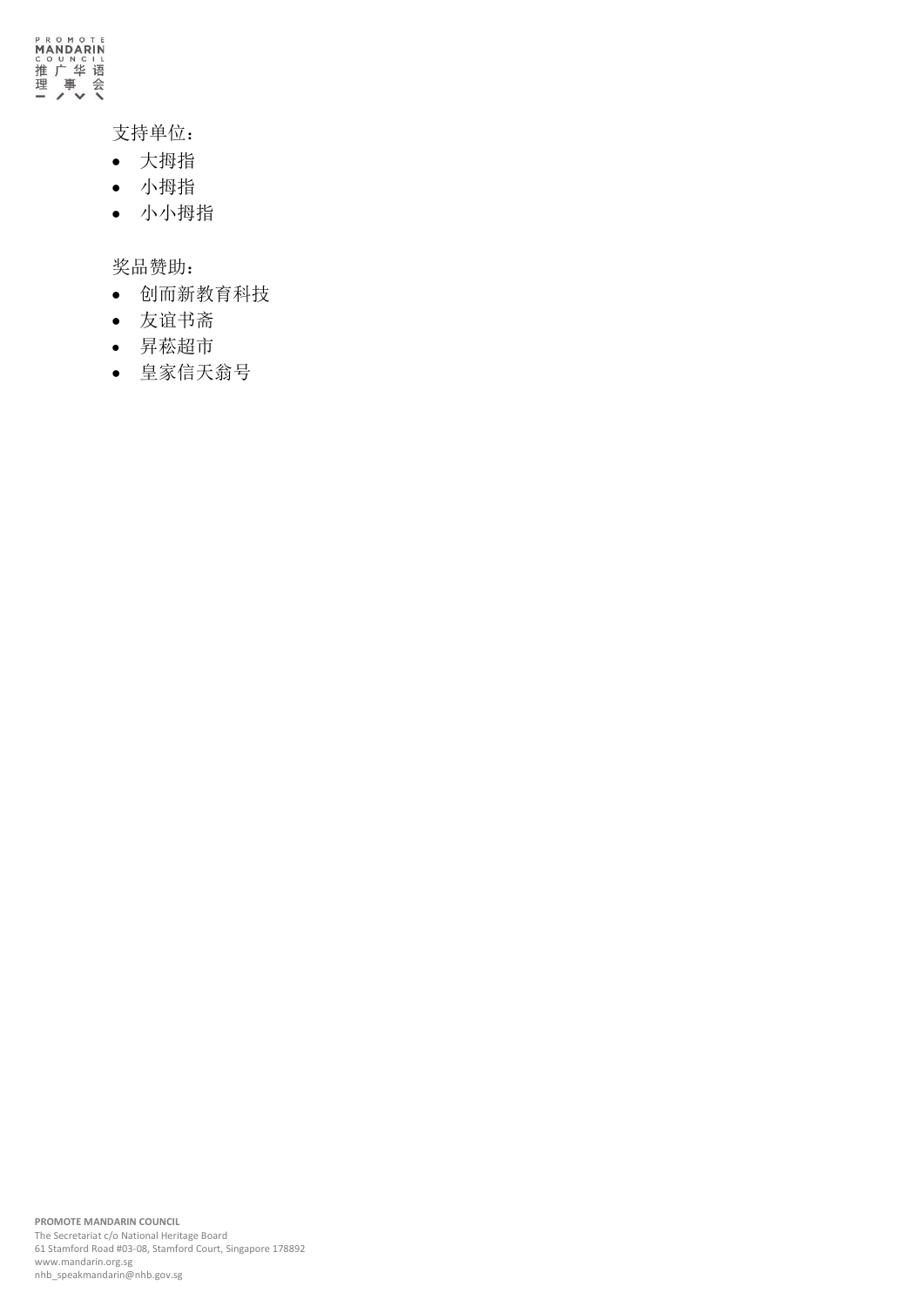支持单位：

- 大拇指
- 小拇指
- 小小拇指

奖品赞助：

- 创而新教育科技
- 友谊书斋
- 昇菘超市
- 皇家信天翁号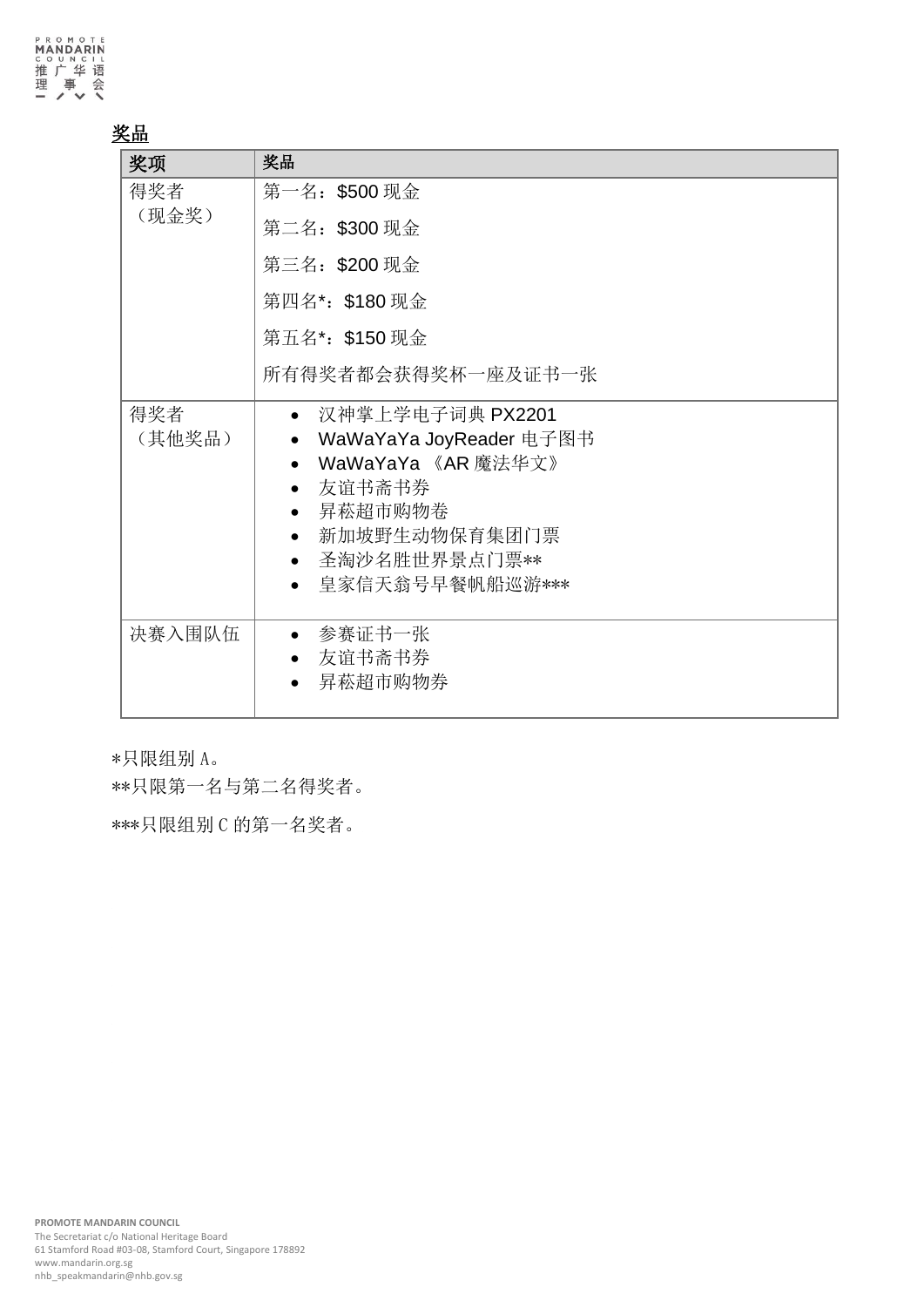**<u>奖品</u>**

| 奖项 | 奖品 |
| --- | --- |
| 得奖者<br>（现金奖） | 第一名：$500 现金<br>第二名：$300 现金<br>第三名：$200 现金<br>第四名*：$180 现金<br>第五名*：$150 现金<br>所有得奖者都会获得奖杯一座及证书一张 |
| 得奖者<br>（其他奖品） | • 汉神掌上学电子词典 PX2201<br>• WaWaYaYa JoyReader 电子图书<br>• WaWaYaYa 《AR 魔法华文》<br>• 友谊书斋书券<br>• 昇菘超市购物卷<br>• 新加坡野生动物保育集团门票<br>• 圣淘沙名胜世界景点门票**<br>• 皇家信天翁号早餐帆船巡游*** |
| 决赛入围队伍 | • 参赛证书一张<br>• 友谊书斋书券<br>• 昇菘超市购物券 |

*只限组别 A。

**只限第一名与第二名得奖者。

***只限组别 C 的第一名奖者。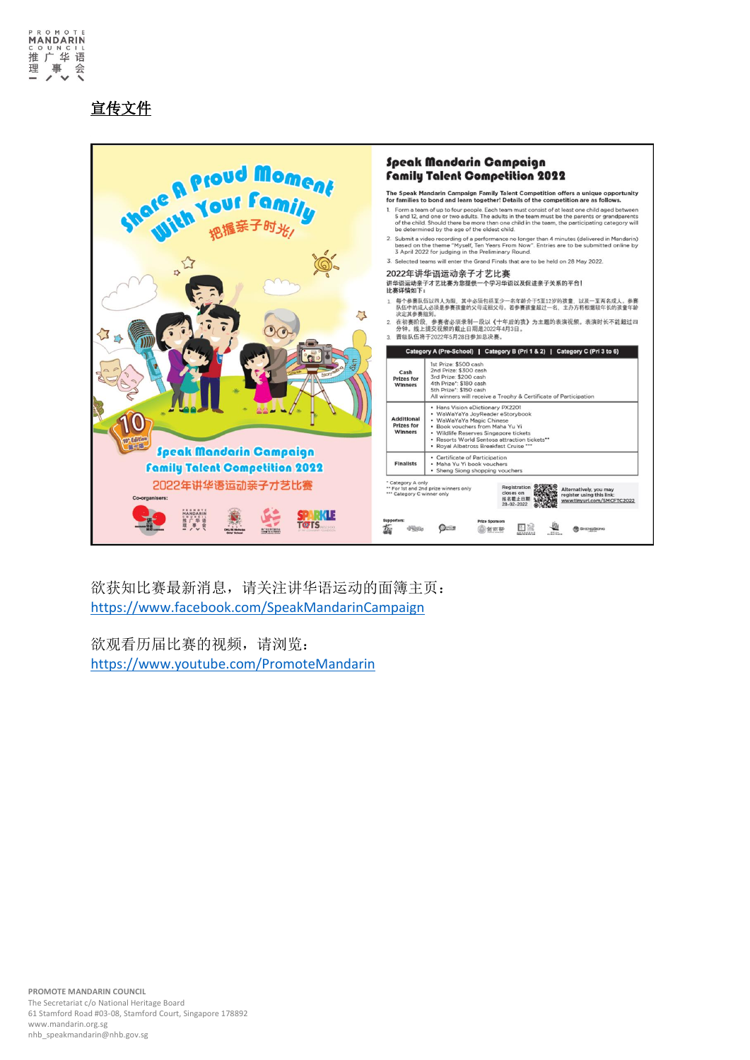## 宣传文件

**Share A Proud Moment With Your Family**
把握亲子时光!

10th Edition 第十届

**Speak Mandarin Campaign Family Talent Competition 2022**

2022年讲华语运动亲子才艺比赛

Co-organisers:

## Speak Mandarin Campaign Family Talent Competition 2022

**The Speak Mandarin Campaign Family Talent Competition offers a unique opportunity for families to bond and learn together! Details of the competition are as follows.**

1. Form a team of up to four people. Each team must consist of at least one child aged between 5 and 12, and one or two adults. The adults in the team must be the parents or grandparents of the child. Should there be more than one child in the team, the participating category will be determined by the age of the oldest child.
2. Submit a video recording of a performance no longer than 4 minutes (delivered in Mandarin) based on the theme "Myself, Ten Years From Now". Entries are to be submitted online by 3 April 2022 for judging in the Preliminary Round.
3. Selected teams will enter the Grand Finals that are to be held on 28 May 2022.

## 2022年讲华语运动亲子才艺比赛

**讲华语运动亲子才艺比赛为您提供一个学习华语以及促进亲子关系的平台！比赛详情如下：**

1. 每个参赛队伍以四人为限，其中必须包括至少一名年龄介于5至12岁的孩童，以及一至两名成人。参赛队伍中的成人必须是参赛孩童的父母或祖父母。若参赛孩童超过一名，主办方将根据较年长的孩童年龄决定其参赛组别。
2. 在初赛阶段，参赛者必须录制一段以《十年后的我》为主题的表演视频。表演时长不能超过四分钟。线上提交视频的截止日期是2022年4月3日。
3. 晋级队伍将于2022年5月28日参加总决赛。

| | Category A (Pre-School) \| Category B (Pri 1 & 2) \| Category C (Pri 3 to 6) |
|---|---|
| Cash Prizes for Winners | 1st Prize: $500 cash<br>2nd Prize: $300 cash<br>3rd Prize: $200 cash<br>4th Prize*: $180 cash<br>5th Prize*: $150 cash<br>All winners will receive a Trophy & Certificate of Participation |
| Additional Prizes for Winners | • Hans Vision eDictionary PX2201<br>• WaWaYaYa JoyReader eStorybook<br>• WaWaYaYa Magic Chinese<br>• Book vouchers from Maha Yu Yi<br>• Wildlife Reserves Singapore tickets<br>• Resorts World Sentosa attraction tickets**<br>• Royal Albatross Breakfast Cruise *** |
| Finalists | • Certificate of Participation<br>• Maha Yu Yi book vouchers<br>• Sheng Siong shopping vouchers |

\* Category A only
\** For 1st and 2nd prize winners only
\*** Category C winner only

Registration closes on 报名截止日期 28-02-2022

Alternatively, you may register using this link: www.tinyurl.com/SMCFTC2022

Supporters:

Prize Sponsors

欲获知比赛最新消息，请关注讲华语运动的面簿主页：
https://www.facebook.com/SpeakMandarinCampaign

欲观看历届比赛的视频，请浏览：
https://www.youtube.com/PromoteMandarin

**PROMOTE MANDARIN COUNCIL**
The Secretariat c/o National Heritage Board
61 Stamford Road #03-08, Stamford Court, Singapore 178892
www.mandarin.org.sg
nhb_speakmandarin@nhb.gov.sg